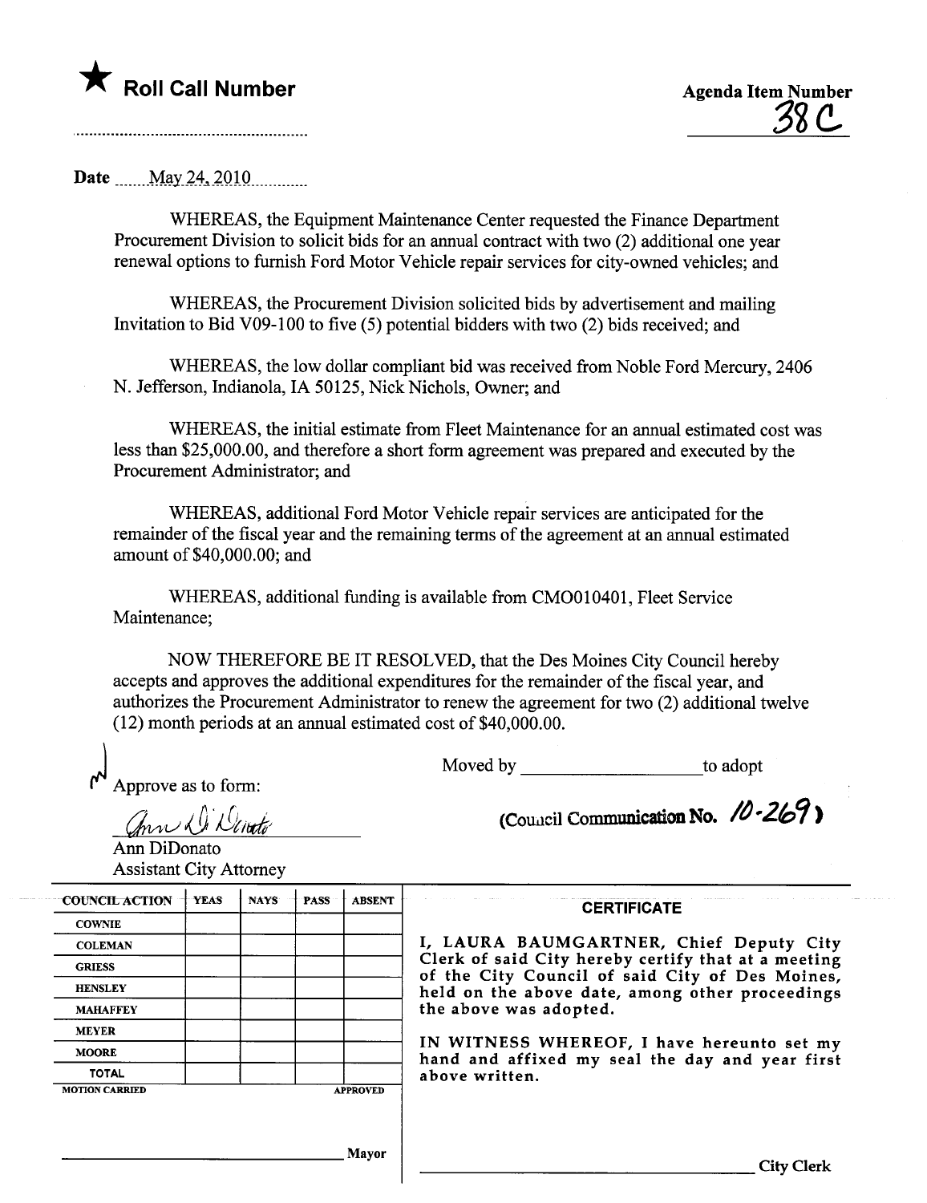★ **Roll Call Number**

Agenda Item Number
38 C

Date May 24, 2010

WHEREAS, the Equipment Maintenance Center requested the Finance Department Procurement Division to solicit bids for an annual contract with two (2) additional one year renewal options to furnish Ford Motor Vehicle repair services for city-owned vehicles; and

WHEREAS, the Procurement Division solicited bids by advertisement and mailing Invitation to Bid V09-100 to five (5) potential bidders with two (2) bids received; and

WHEREAS, the low dollar compliant bid was received from Noble Ford Mercury, 2406 N. Jefferson, Indianola, IA 50125, Nick Nichols, Owner; and

WHEREAS, the initial estimate from Fleet Maintenance for an annual estimated cost was less than $25,000.00, and therefore a short form agreement was prepared and executed by the Procurement Administrator; and

WHEREAS, additional Ford Motor Vehicle repair services are anticipated for the remainder of the fiscal year and the remaining terms of the agreement at an annual estimated amount of $40,000.00; and

WHEREAS, additional funding is available from CMO010401, Fleet Service Maintenance;

NOW THEREFORE BE IT RESOLVED, that the Des Moines City Council hereby accepts and approves the additional expenditures for the remainder of the fiscal year, and authorizes the Procurement Administrator to renew the agreement for two (2) additional twelve (12) month periods at an annual estimated cost of $40,000.00.

Moved by ____________________ to adopt

Approve as to form:

Ann DiDonato
Assistant City Attorney

(Council Communication No. 10-269)

| COUNCIL ACTION | YEAS | NAYS | PASS | ABSENT |
|---|---|---|---|---|
| COWNIE | | | | |
| COLEMAN | | | | |
| GRIESS | | | | |
| HENSLEY | | | | |
| MAHAFFEY | | | | |
| MEYER | | | | |
| MOORE | | | | |
| TOTAL | | | | |

MOTION CARRIED APPROVED

____________________ Mayor

**CERTIFICATE**

I, LAURA BAUMGARTNER, Chief Deputy City Clerk of said City hereby certify that at a meeting of the City Council of said City of Des Moines, held on the above date, among other proceedings the above was adopted.

IN WITNESS WHEREOF, I have hereunto set my hand and affixed my seal the day and year first above written.

____________________ City Clerk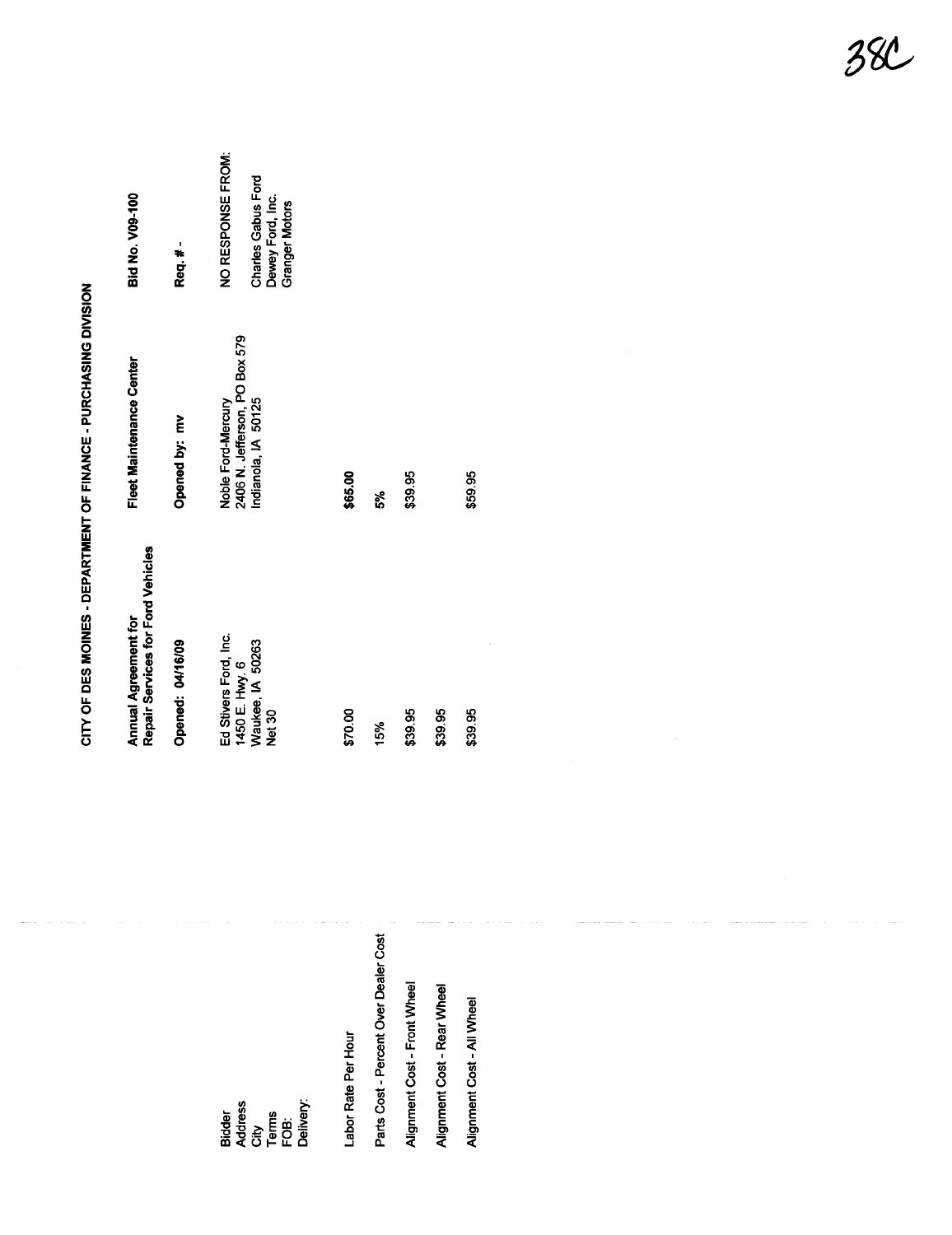38C

# CITY OF DES MOINES - DEPARTMENT OF FINANCE - PURCHASING DIVISION

| | | | |
|---|---|---|---|
| **Annual Agreement for Repair Services for Ford Vehicles** | **Fleet Maintenance Center** | **Bid No. V09-100** | |
| **Opened: 04/16/09** | **Opened by: mv** | **Req. # -** | |

| | | | |
|---|---|---|---|
| Bidder | Ed Stivers Ford, Inc. | Noble Ford-Mercury | NO RESPONSE FROM: |
| Address | 1450 E. Hwy. 6 | 2406 N. Jefferson, PO Box 579 | Charles Gabus Ford |
| City | Waukee, IA 50263 | Indianola, IA 50125 | Dewey Ford, Inc. |
| Terms | Net 30 | | Granger Motors |
| FOB: | | | |
| Delivery: | | | |
| Labor Rate Per Hour | $70.00 | $65.00 | |
| Parts Cost - Percent Over Dealer Cost | 15% | 5% | |
| Alignment Cost - Front Wheel | $39.95 | $39.95 | |
| Alignment Cost - Rear Wheel | $39.95 | | |
| Alignment Cost - All Wheel | $39.95 | $59.95 | |